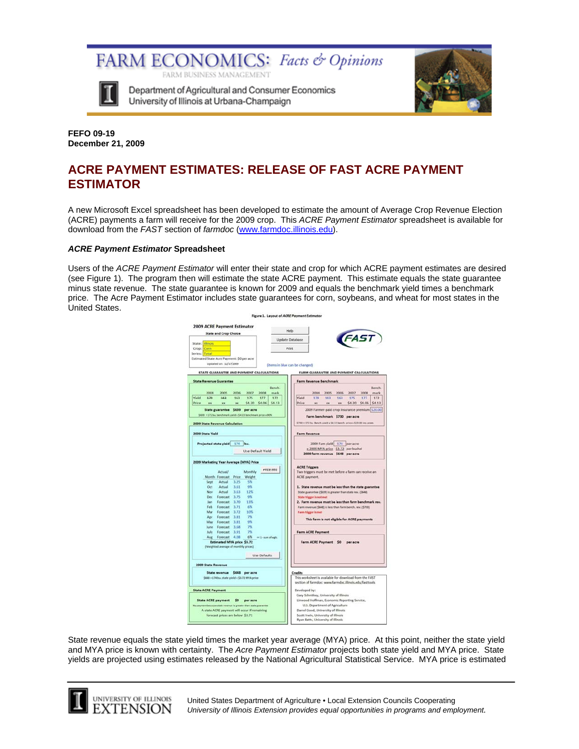FEFO 09-19
December 21, 2009

# ACRE PAYMENT ESTIMATES: RELEASE OF FAST ACRE PAYMENT ESTIMATOR

A new Microsoft Excel spreadsheet has been developed to estimate the amount of Average Crop Revenue Election (ACRE) payments a farm will receive for the 2009 crop. This *ACRE Payment Estimator* spreadsheet is available for download from the *FAST* section of *farmdoc* (www.farmdoc.illinois.edu).

### *ACRE Payment Estimator* Spreadsheet

Users of the *ACRE Payment Estimator* will enter their state and crop for which ACRE payment estimates are desired (see Figure 1). The program then will estimate the state ACRE payment. This estimate equals the state guarantee minus state revenue. The state guarantee is known for 2009 and equals the benchmark yield times a benchmark price. The Acre Payment Estimator includes state guarantees for corn, soybeans, and wheat for most states in the United States.

Figure 1. Layout of *ACRE Payment Estimator*

State revenue equals the state yield times the market year average (MYA) price. At this point, neither the state yield and MYA price is known with certainty. The *Acre Payment Estimator* projects both state yield and MYA price. State yields are projected using estimates released by the National Agricultural Statistical Service. MYA price is estimated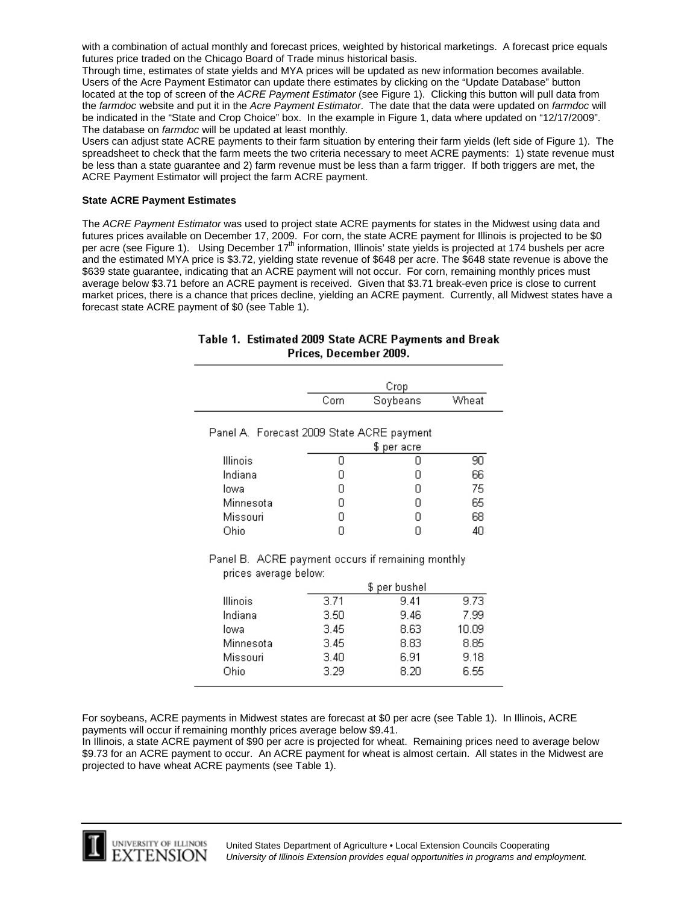with a combination of actual monthly and forecast prices, weighted by historical marketings. A forecast price equals futures price traded on the Chicago Board of Trade minus historical basis.

Through time, estimates of state yields and MYA prices will be updated as new information becomes available. Users of the Acre Payment Estimator can update there estimates by clicking on the "Update Database" button located at the top of screen of the *ACRE Payment Estimator* (see Figure 1). Clicking this button will pull data from the *farmdoc* website and put it in the *Acre Payment Estimator*. The date that the data were updated on *farmdoc* will be indicated in the "State and Crop Choice" box. In the example in Figure 1, data where updated on "12/17/2009". The database on *farmdoc* will be updated at least monthly.

Users can adjust state ACRE payments to their farm situation by entering their farm yields (left side of Figure 1). The spreadsheet to check that the farm meets the two criteria necessary to meet ACRE payments: 1) state revenue must be less than a state guarantee and 2) farm revenue must be less than a farm trigger. If both triggers are met, the ACRE Payment Estimator will project the farm ACRE payment.

**State ACRE Payment Estimates**

The *ACRE Payment Estimator* was used to project state ACRE payments for states in the Midwest using data and futures prices available on December 17, 2009. For corn, the state ACRE payment for Illinois is projected to be $0 per acre (see Figure 1). Using December 17th information, Illinois' state yields is projected at 174 bushels per acre and the estimated MYA price is $3.72, yielding state revenue of $648 per acre. The $648 state revenue is above the $639 state guarantee, indicating that an ACRE payment will not occur. For corn, remaining monthly prices must average below $3.71 before an ACRE payment is received. Given that $3.71 break-even price is close to current market prices, there is a chance that prices decline, yielding an ACRE payment. Currently, all Midwest states have a forecast state ACRE payment of $0 (see Table 1).

**Table 1. Estimated 2009 State ACRE Payments and Break Prices, December 2009.**

| | Crop | | |
|---|---|---|---|
| | Corn | Soybeans | Wheat |
| **Panel A. Forecast 2009 State ACRE payment** | | | |
| | | $ per acre | |
| Illinois | 0 | 0 | 90 |
| Indiana | 0 | 0 | 66 |
| Iowa | 0 | 0 | 75 |
| Minnesota | 0 | 0 | 65 |
| Missouri | 0 | 0 | 68 |
| Ohio | 0 | 0 | 40 |
| **Panel B. ACRE payment occurs if remaining monthly prices average below:** | | | |
| | | $ per bushel | |
| Illinois | 3.71 | 9.41 | 9.73 |
| Indiana | 3.50 | 9.46 | 7.99 |
| Iowa | 3.45 | 8.63 | 10.09 |
| Minnesota | 3.45 | 8.83 | 8.85 |
| Missouri | 3.40 | 6.91 | 9.18 |
| Ohio | 3.29 | 8.20 | 6.55 |

For soybeans, ACRE payments in Midwest states are forecast at $0 per acre (see Table 1). In Illinois, ACRE payments will occur if remaining monthly prices average below $9.41.

In Illinois, a state ACRE payment of $90 per acre is projected for wheat. Remaining prices need to average below $9.73 for an ACRE payment to occur. An ACRE payment for wheat is almost certain. All states in the Midwest are projected to have wheat ACRE payments (see Table 1).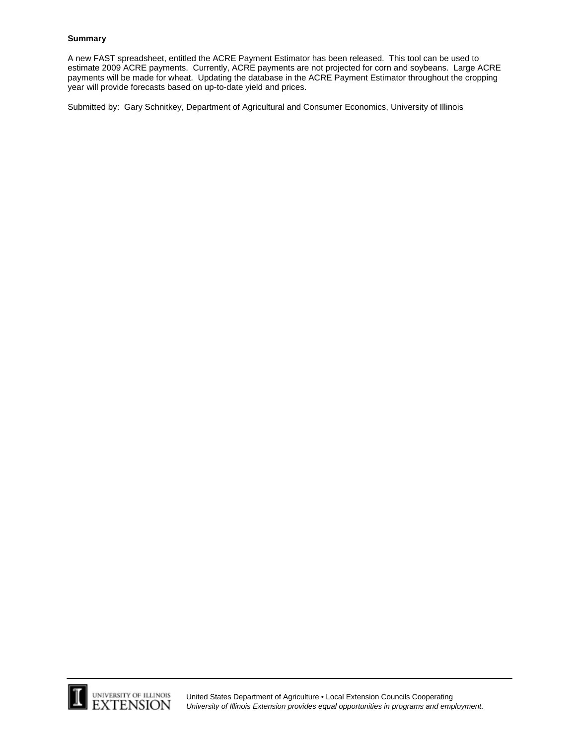**Summary**

A new FAST spreadsheet, entitled the ACRE Payment Estimator has been released. This tool can be used to estimate 2009 ACRE payments. Currently, ACRE payments are not projected for corn and soybeans. Large ACRE payments will be made for wheat. Updating the database in the ACRE Payment Estimator throughout the cropping year will provide forecasts based on up-to-date yield and prices.

Submitted by: Gary Schnitkey, Department of Agricultural and Consumer Economics, University of Illinois